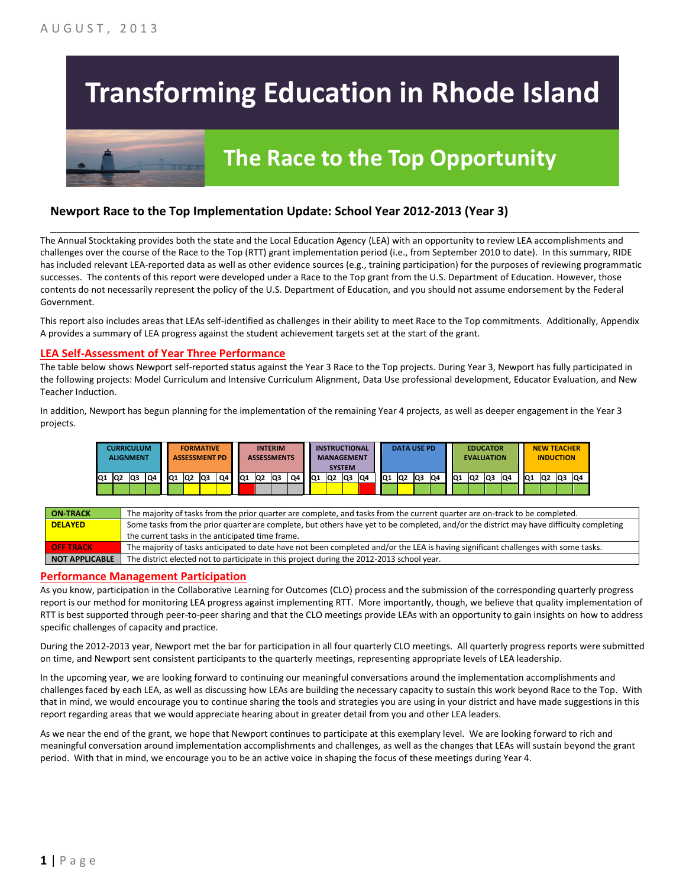# Transforming Education in Rhode Island

## The Race to the Top Opportunity

### Newport Race to the Top Implementation Update: School Year 2012-2013 (Year 3)

The Annual Stocktaking provides both the state and the Local Education Agency (LEA) with an opportunity to review LEA accomplishments and challenges over the course of the Race to the Top (RTT) grant implementation period (i.e., from September 2010 to date). In this summary, RIDE has included relevant LEA-reported data as well as other evidence sources (e.g., training participation) for the purposes of reviewing programmatic successes. The contents of this report were developed under a Race to the Top grant from the U.S. Department of Education. However, those contents do not necessarily represent the policy of the U.S. Department of Education, and you should not assume endorsement by the Federal Government.

This report also includes areas that LEAs self-identified as challenges in their ability to meet Race to the Top commitments. Additionally, Appendix A provides a summary of LEA progress against the student achievement targets set at the start of the grant.

### LEA Self-Assessment of Year Three Performance

The table below shows Newport self-reported status against the Year 3 Race to the Top projects. During Year 3, Newport has fully participated in the following projects: Model Curriculum and Intensive Curriculum Alignment, Data Use professional development, Educator Evaluation, and New Teacher Induction.

In addition, Newport has begun planning for the implementation of the remaining Year 4 projects, as well as deeper engagement in the Year 3 projects.

| Project | Q1 | Q2 | Q3 | Q4 |
|---|---|---|---|---|
| CURRICULUM ALIGNMENT | On-Track | On-Track | On-Track | On-Track |
| FORMATIVE ASSESSMENT PD | On-Track | Delayed | Delayed | Delayed |
| INTERIM ASSESSMENTS | Off Track | Not Applicable | Not Applicable | Not Applicable |
| INSTRUCTIONAL MANAGEMENT SYSTEM | Delayed | Delayed | Delayed | Off Track |
| DATA USE PD | On-Track | Delayed | On-Track | On-Track |
| EDUCATOR EVALUATION | On-Track | On-Track | On-Track | On-Track |
| NEW TEACHER INDUCTION | On-Track | On-Track | On-Track | On-Track |

| Status | Description |
|---|---|
| ON-TRACK | The majority of tasks from the prior quarter are complete, and tasks from the current quarter are on-track to be completed. |
| DELAYED | Some tasks from the prior quarter are complete, but others have yet to be completed, and/or the district may have difficulty completing the current tasks in the anticipated time frame. |
| OFF TRACK | The majority of tasks anticipated to date have not been completed and/or the LEA is having significant challenges with some tasks. |
| NOT APPLICABLE | The district elected not to participate in this project during the 2012-2013 school year. |

### Performance Management Participation

As you know, participation in the Collaborative Learning for Outcomes (CLO) process and the submission of the corresponding quarterly progress report is our method for monitoring LEA progress against implementing RTT. More importantly, though, we believe that quality implementation of RTT is best supported through peer-to-peer sharing and that the CLO meetings provide LEAs with an opportunity to gain insights on how to address specific challenges of capacity and practice.

During the 2012-2013 year, Newport met the bar for participation in all four quarterly CLO meetings. All quarterly progress reports were submitted on time, and Newport sent consistent participants to the quarterly meetings, representing appropriate levels of LEA leadership.

In the upcoming year, we are looking forward to continuing our meaningful conversations around the implementation accomplishments and challenges faced by each LEA, as well as discussing how LEAs are building the necessary capacity to sustain this work beyond Race to the Top. With that in mind, we would encourage you to continue sharing the tools and strategies you are using in your district and have made suggestions in this report regarding areas that we would appreciate hearing about in greater detail from you and other LEA leaders.

As we near the end of the grant, we hope that Newport continues to participate at this exemplary level. We are looking forward to rich and meaningful conversation around implementation accomplishments and challenges, as well as the changes that LEAs will sustain beyond the grant period. With that in mind, we encourage you to be an active voice in shaping the focus of these meetings during Year 4.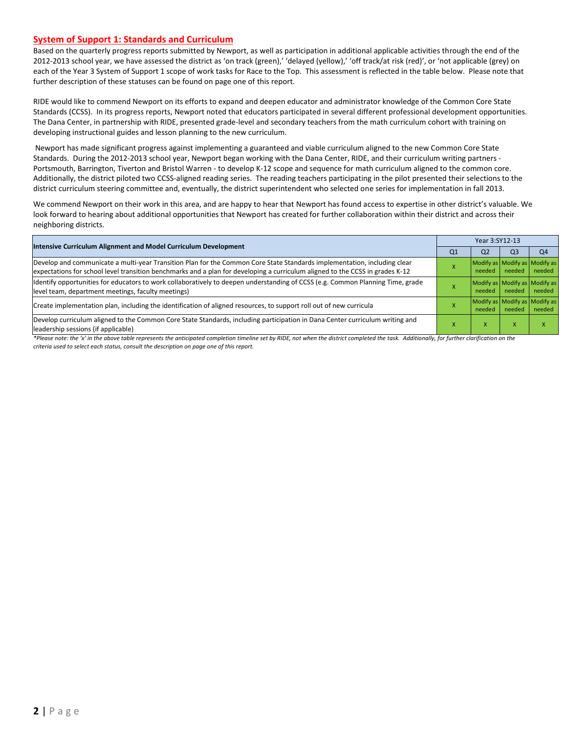## System of Support 1: Standards and Curriculum

Based on the quarterly progress reports submitted by Newport, as well as participation in additional applicable activities through the end of the 2012-2013 school year, we have assessed the district as 'on track (green),' 'delayed (yellow),' 'off track/at risk (red)', or 'not applicable (grey) on each of the Year 3 System of Support 1 scope of work tasks for Race to the Top. This assessment is reflected in the table below. Please note that further description of these statuses can be found on page one of this report.

RIDE would like to commend Newport on its efforts to expand and deepen educator and administrator knowledge of the Common Core State Standards (CCSS). In its progress reports, Newport noted that educators participated in several different professional development opportunities. The Dana Center, in partnership with RIDE, presented grade-level and secondary teachers from the math curriculum cohort with training on developing instructional guides and lesson planning to the new curriculum.

Newport has made significant progress against implementing a guaranteed and viable curriculum aligned to the new Common Core State Standards. During the 2012-2013 school year, Newport began working with the Dana Center, RIDE, and their curriculum writing partners - Portsmouth, Barrington, Tiverton and Bristol Warren - to develop K-12 scope and sequence for math curriculum aligned to the common core. Additionally, the district piloted two CCSS-aligned reading series. The reading teachers participating in the pilot presented their selections to the district curriculum steering committee and, eventually, the district superintendent who selected one series for implementation in fall 2013.

We commend Newport on their work in this area, and are happy to hear that Newport has found access to expertise in other district's valuable. We look forward to hearing about additional opportunities that Newport has created for further collaboration within their district and across their neighboring districts.

| Intensive Curriculum Alignment and Model Curriculum Development | Year 3:SY12-13 | | | |
|---|---|---|---|---|
| | Q1 | Q2 | Q3 | Q4 |
| Develop and communicate a multi-year Transition Plan for the Common Core State Standards implementation, including clear expectations for school level transition benchmarks and a plan for developing a curriculum aligned to the CCSS in grades K-12 | X | Modify as needed | Modify as needed | Modify as needed |
| Identify opportunities for educators to work collaboratively to deepen understanding of CCSS (e.g. Common Planning Time, grade level team, department meetings, faculty meetings) | X | Modify as needed | Modify as needed | Modify as needed |
| Create implementation plan, including the identification of aligned resources, to support roll out of new curricula | X | Modify as needed | Modify as needed | Modify as needed |
| Develop curriculum aligned to the Common Core State Standards, including participation in Dana Center curriculum writing and leadership sessions (if applicable) | X | X | X | X |

*\*Please note: the 'x' in the above table represents the anticipated completion timeline set by RIDE, not when the district completed the task. Additionally, for further clarification on the criteria used to select each status, consult the description on page one of this report.*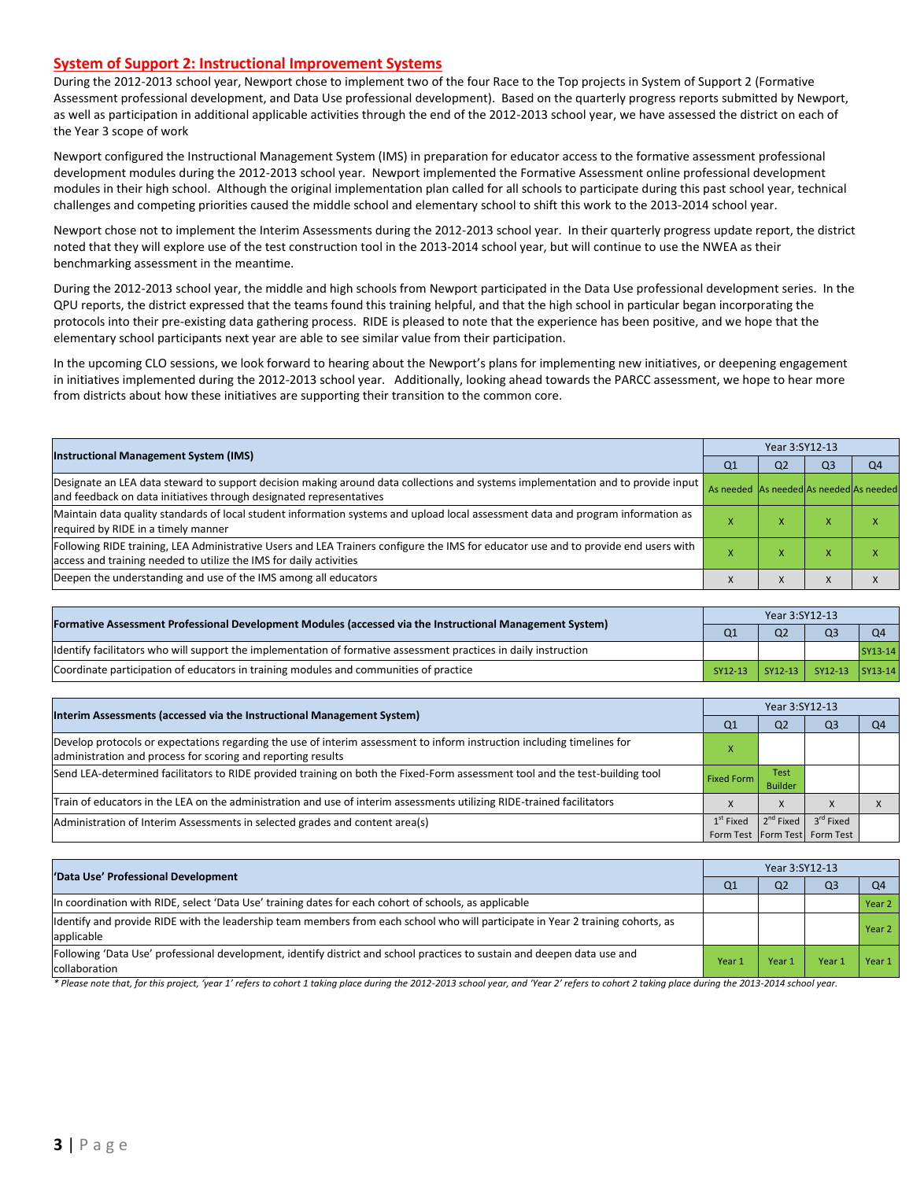## System of Support 2: Instructional Improvement Systems

During the 2012-2013 school year, Newport chose to implement two of the four Race to the Top projects in System of Support 2 (Formative Assessment professional development, and Data Use professional development). Based on the quarterly progress reports submitted by Newport, as well as participation in additional applicable activities through the end of the 2012-2013 school year, we have assessed the district on each of the Year 3 scope of work

Newport configured the Instructional Management System (IMS) in preparation for educator access to the formative assessment professional development modules during the 2012-2013 school year. Newport implemented the Formative Assessment online professional development modules in their high school. Although the original implementation plan called for all schools to participate during this past school year, technical challenges and competing priorities caused the middle school and elementary school to shift this work to the 2013-2014 school year.

Newport chose not to implement the Interim Assessments during the 2012-2013 school year. In their quarterly progress update report, the district noted that they will explore use of the test construction tool in the 2013-2014 school year, but will continue to use the NWEA as their benchmarking assessment in the meantime.

During the 2012-2013 school year, the middle and high schools from Newport participated in the Data Use professional development series. In the QPU reports, the district expressed that the teams found this training helpful, and that the high school in particular began incorporating the protocols into their pre-existing data gathering process. RIDE is pleased to note that the experience has been positive, and we hope that the elementary school participants next year are able to see similar value from their participation.

In the upcoming CLO sessions, we look forward to hearing about the Newport's plans for implementing new initiatives, or deepening engagement in initiatives implemented during the 2012-2013 school year. Additionally, looking ahead towards the PARCC assessment, we hope to hear more from districts about how these initiatives are supporting their transition to the common core.

| Instructional Management System (IMS) | Year 3:SY12-13 | | | |
|---|---|---|---|---|
| | Q1 | Q2 | Q3 | Q4 |
| Designate an LEA data steward to support decision making around data collections and systems implementation and to provide input and feedback on data initiatives through designated representatives | As needed | As needed | As needed | As needed |
| Maintain data quality standards of local student information systems and upload local assessment data and program information as required by RIDE in a timely manner | x | x | x | x |
| Following RIDE training, LEA Administrative Users and LEA Trainers configure the IMS for educator use and to provide end users with access and training needed to utilize the IMS for daily activities | x | x | x | x |
| Deepen the understanding and use of the IMS among all educators | x | x | x | x |

| Formative Assessment Professional Development Modules (accessed via the Instructional Management System) | Year 3:SY12-13 | | | |
|---|---|---|---|---|
| | Q1 | Q2 | Q3 | Q4 |
| Identify facilitators who will support the implementation of formative assessment practices in daily instruction | | | | SY13-14 |
| Coordinate participation of educators in training modules and communities of practice | SY12-13 | SY12-13 | SY12-13 | SY13-14 |

| Interim Assessments (accessed via the Instructional Management System) | Year 3:SY12-13 | | | |
|---|---|---|---|---|
| | Q1 | Q2 | Q3 | Q4 |
| Develop protocols or expectations regarding the use of interim assessment to inform instruction including timelines for administration and process for scoring and reporting results | x | | | |
| Send LEA-determined facilitators to RIDE provided training on both the Fixed-Form assessment tool and the test-building tool | Fixed Form | Test Builder | | |
| Train of educators in the LEA on the administration and use of interim assessments utilizing RIDE-trained facilitators | x | x | x | x |
| Administration of Interim Assessments in selected grades and content area(s) | 1st Fixed Form Test | 2nd Fixed Form Test | 3rd Fixed Form Test | |

| 'Data Use' Professional Development | Year 3:SY12-13 | | | |
|---|---|---|---|---|
| | Q1 | Q2 | Q3 | Q4 |
| In coordination with RIDE, select 'Data Use' training dates for each cohort of schools, as applicable | | | | Year 2 |
| Identify and provide RIDE with the leadership team members from each school who will participate in Year 2 training cohorts, as applicable | | | | Year 2 |
| Following 'Data Use' professional development, identify district and school practices to sustain and deepen data use and collaboration | Year 1 | Year 1 | Year 1 | Year 1 |

*\* Please note that, for this project, 'year 1' refers to cohort 1 taking place during the 2012-2013 school year, and 'Year 2' refers to cohort 2 taking place during the 2013-2014 school year.*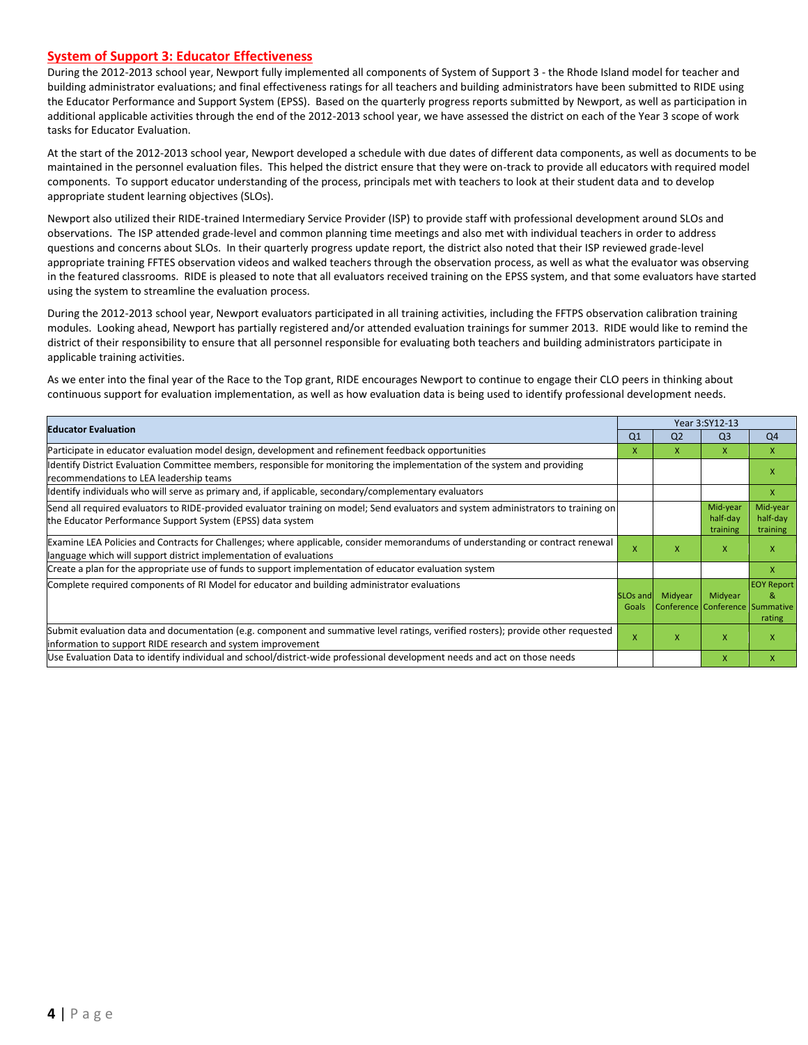## System of Support 3: Educator Effectiveness

During the 2012-2013 school year, Newport fully implemented all components of System of Support 3 - the Rhode Island model for teacher and building administrator evaluations; and final effectiveness ratings for all teachers and building administrators have been submitted to RIDE using the Educator Performance and Support System (EPSS). Based on the quarterly progress reports submitted by Newport, as well as participation in additional applicable activities through the end of the 2012-2013 school year, we have assessed the district on each of the Year 3 scope of work tasks for Educator Evaluation.

At the start of the 2012-2013 school year, Newport developed a schedule with due dates of different data components, as well as documents to be maintained in the personnel evaluation files. This helped the district ensure that they were on-track to provide all educators with required model components. To support educator understanding of the process, principals met with teachers to look at their student data and to develop appropriate student learning objectives (SLOs).

Newport also utilized their RIDE-trained Intermediary Service Provider (ISP) to provide staff with professional development around SLOs and observations. The ISP attended grade-level and common planning time meetings and also met with individual teachers in order to address questions and concerns about SLOs. In their quarterly progress update report, the district also noted that their ISP reviewed grade-level appropriate training FFTES observation videos and walked teachers through the observation process, as well as what the evaluator was observing in the featured classrooms. RIDE is pleased to note that all evaluators received training on the EPSS system, and that some evaluators have started using the system to streamline the evaluation process.

During the 2012-2013 school year, Newport evaluators participated in all training activities, including the FFTPS observation calibration training modules. Looking ahead, Newport has partially registered and/or attended evaluation trainings for summer 2013. RIDE would like to remind the district of their responsibility to ensure that all personnel responsible for evaluating both teachers and building administrators participate in applicable training activities.

As we enter into the final year of the Race to the Top grant, RIDE encourages Newport to continue to engage their CLO peers in thinking about continuous support for evaluation implementation, as well as how evaluation data is being used to identify professional development needs.

| Educator Evaluation | Year 3:SY12-13 | | | |
|---|---|---|---|---|
| | Q1 | Q2 | Q3 | Q4 |
| Participate in educator evaluation model design, development and refinement feedback opportunities | X | X | X | X |
| Identify District Evaluation Committee members, responsible for monitoring the implementation of the system and providing recommendations to LEA leadership teams | | | | X |
| Identify individuals who will serve as primary and, if applicable, secondary/complementary evaluators | | | | X |
| Send all required evaluators to RIDE-provided evaluator training on model; Send evaluators and system administrators to training on the Educator Performance Support System (EPSS) data system | | | Mid-year half-day training | Mid-year half-day training |
| Examine LEA Policies and Contracts for Challenges; where applicable, consider memorandums of understanding or contract renewal language which will support district implementation of evaluations | X | X | X | X |
| Create a plan for the appropriate use of funds to support implementation of educator evaluation system | | | | X |
| Complete required components of RI Model for educator and building administrator evaluations | SLOs and Goals | Midyear Conference | Midyear Conference | EOY Report & Summative rating |
| Submit evaluation data and documentation (e.g. component and summative level ratings, verified rosters); provide other requested information to support RIDE research and system improvement | X | X | X | X |
| Use Evaluation Data to identify individual and school/district-wide professional development needs and act on those needs | | | X | X |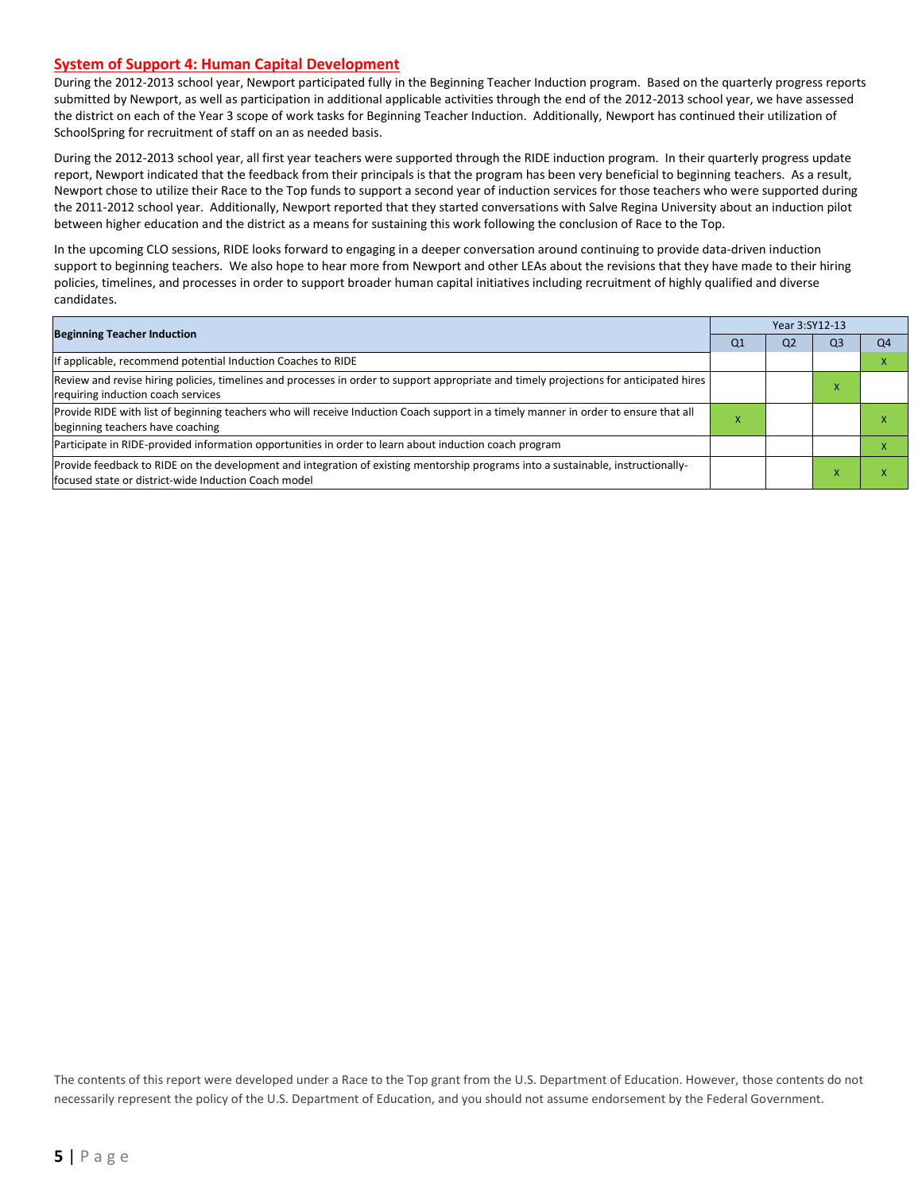## System of Support 4: Human Capital Development

During the 2012-2013 school year, Newport participated fully in the Beginning Teacher Induction program. Based on the quarterly progress reports submitted by Newport, as well as participation in additional applicable activities through the end of the 2012-2013 school year, we have assessed the district on each of the Year 3 scope of work tasks for Beginning Teacher Induction. Additionally, Newport has continued their utilization of SchoolSpring for recruitment of staff on an as needed basis.

During the 2012-2013 school year, all first year teachers were supported through the RIDE induction program. In their quarterly progress update report, Newport indicated that the feedback from their principals is that the program has been very beneficial to beginning teachers. As a result, Newport chose to utilize their Race to the Top funds to support a second year of induction services for those teachers who were supported during the 2011-2012 school year. Additionally, Newport reported that they started conversations with Salve Regina University about an induction pilot between higher education and the district as a means for sustaining this work following the conclusion of Race to the Top.

In the upcoming CLO sessions, RIDE looks forward to engaging in a deeper conversation around continuing to provide data-driven induction support to beginning teachers. We also hope to hear more from Newport and other LEAs about the revisions that they have made to their hiring policies, timelines, and processes in order to support broader human capital initiatives including recruitment of highly qualified and diverse candidates.

| Beginning Teacher Induction | Year 3:SY12-13 | | | |
|---|---|---|---|---|
| | Q1 | Q2 | Q3 | Q4 |
| If applicable, recommend potential Induction Coaches to RIDE | | | | X |
| Review and revise hiring policies, timelines and processes in order to support appropriate and timely projections for anticipated hires requiring induction coach services | | | X | |
| Provide RIDE with list of beginning teachers who will receive Induction Coach support in a timely manner in order to ensure that all beginning teachers have coaching | X | | | X |
| Participate in RIDE-provided information opportunities in order to learn about induction coach program | | | | X |
| Provide feedback to RIDE on the development and integration of existing mentorship programs into a sustainable, instructionally-focused state or district-wide Induction Coach model | | | X | X |

The contents of this report were developed under a Race to the Top grant from the U.S. Department of Education. However, those contents do not necessarily represent the policy of the U.S. Department of Education, and you should not assume endorsement by the Federal Government.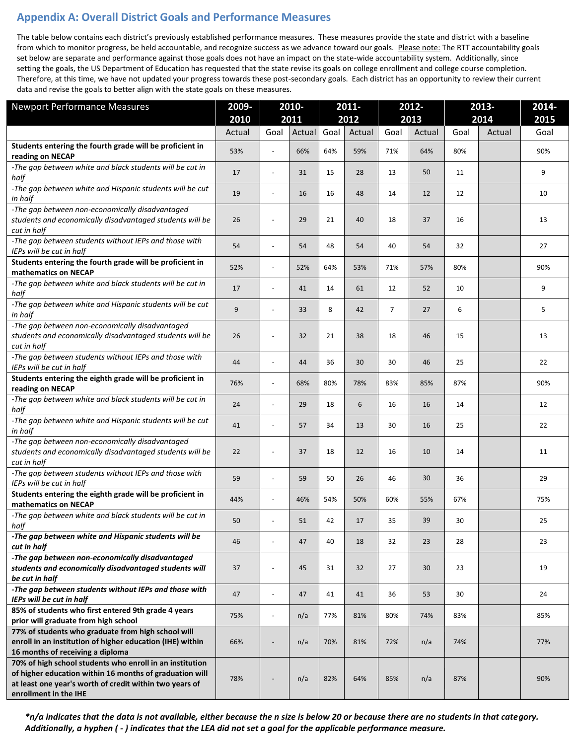## Appendix A: Overall District Goals and Performance Measures

The table below contains each district's previously established performance measures. These measures provide the state and district with a baseline from which to monitor progress, be held accountable, and recognize success as we advance toward our goals. Please note: The RTT accountability goals set below are separate and performance against those goals does not have an impact on the state-wide accountability system. Additionally, since setting the goals, the US Department of Education has requested that the state revise its goals on college enrollment and college course completion. Therefore, at this time, we have not updated your progress towards these post-secondary goals. Each district has an opportunity to review their current data and revise the goals to better align with the state goals on these measures.

| Newport Performance Measures | 2009-2010 | 2010-2011 | | 2011-2012 | | 2012-2013 | | 2013-2014 | | 2014-2015 |
|---|---|---|---|---|---|---|---|---|---|---|
| | Actual | Goal | Actual | Goal | Actual | Goal | Actual | Goal | Actual | Goal |
| **Students entering the fourth grade will be proficient in reading on NECAP** | 53% | - | 66% | 64% | 59% | 71% | 64% | 80% | | 90% |
| *-The gap between white and black students will be cut in half* | 17 | - | 31 | 15 | 28 | 13 | 50 | 11 | | 9 |
| *-The gap between white and Hispanic students will be cut in half* | 19 | - | 16 | 16 | 48 | 14 | 12 | 12 | | 10 |
| *-The gap between non-economically disadvantaged students and economically disadvantaged students will be cut in half* | 26 | - | 29 | 21 | 40 | 18 | 37 | 16 | | 13 |
| *-The gap between students without IEPs and those with IEPs will be cut in half* | 54 | - | 54 | 48 | 54 | 40 | 54 | 32 | | 27 |
| **Students entering the fourth grade will be proficient in mathematics on NECAP** | 52% | - | 52% | 64% | 53% | 71% | 57% | 80% | | 90% |
| *-The gap between white and black students will be cut in half* | 17 | - | 41 | 14 | 61 | 12 | 52 | 10 | | 9 |
| *-The gap between white and Hispanic students will be cut in half* | 9 | - | 33 | 8 | 42 | 7 | 27 | 6 | | 5 |
| *-The gap between non-economically disadvantaged students and economically disadvantaged students will be cut in half* | 26 | - | 32 | 21 | 38 | 18 | 46 | 15 | | 13 |
| *-The gap between students without IEPs and those with IEPs will be cut in half* | 44 | - | 44 | 36 | 30 | 30 | 46 | 25 | | 22 |
| **Students entering the eighth grade will be proficient in reading on NECAP** | 76% | - | 68% | 80% | 78% | 83% | 85% | 87% | | 90% |
| *-The gap between white and black students will be cut in half* | 24 | - | 29 | 18 | 6 | 16 | 16 | 14 | | 12 |
| *-The gap between white and Hispanic students will be cut in half* | 41 | - | 57 | 34 | 13 | 30 | 16 | 25 | | 22 |
| *-The gap between non-economically disadvantaged students and economically disadvantaged students will be cut in half* | 22 | - | 37 | 18 | 12 | 16 | 10 | 14 | | 11 |
| *-The gap between students without IEPs and those with IEPs will be cut in half* | 59 | - | 59 | 50 | 26 | 46 | 30 | 36 | | 29 |
| **Students entering the eighth grade will be proficient in mathematics on NECAP** | 44% | - | 46% | 54% | 50% | 60% | 55% | 67% | | 75% |
| *-The gap between white and black students will be cut in half* | 50 | - | 51 | 42 | 17 | 35 | 39 | 30 | | 25 |
| ***-The gap between white and Hispanic students will be cut in half*** | 46 | - | 47 | 40 | 18 | 32 | 23 | 28 | | 23 |
| ***-The gap between non-economically disadvantaged students and economically disadvantaged students will be cut in half*** | 37 | - | 45 | 31 | 32 | 27 | 30 | 23 | | 19 |
| ***-The gap between students without IEPs and those with IEPs will be cut in half*** | 47 | - | 47 | 41 | 41 | 36 | 53 | 30 | | 24 |
| **85% of students who first entered 9th grade 4 years prior will graduate from high school** | 75% | - | n/a | 77% | 81% | 80% | 74% | 83% | | 85% |
| **77% of students who graduate from high school will enroll in an institution of higher education (IHE) within 16 months of receiving a diploma** | 66% | - | n/a | 70% | 81% | 72% | n/a | 74% | | 77% |
| **70% of high school students who enroll in an institution of higher education within 16 months of graduation will at least one year's worth of credit within two years of enrollment in the IHE** | 78% | - | n/a | 82% | 64% | 85% | n/a | 87% | | 90% |

***n/a indicates that the data is not available, either because the n size is below 20 or because there are no students in that category. Additionally, a hyphen ( - ) indicates that the LEA did not set a goal for the applicable performance measure.***